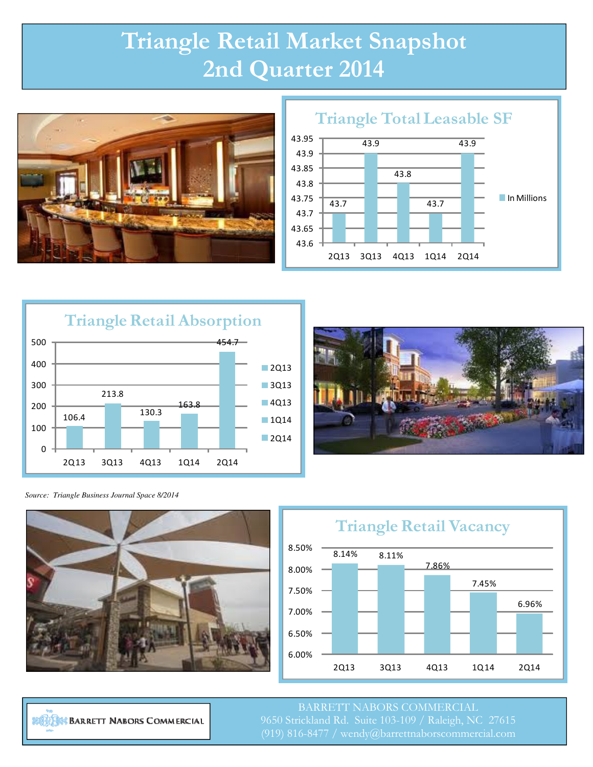# Triangle Retail Market Snapshot
# 2nd Quarter 2014

## Triangle Total Leasable SF

| Quarter | In Millions |
|---|---|
| 2Q13 | 43.7 |
| 3Q13 | 43.9 |
| 4Q13 | 43.8 |
| 1Q14 | 43.7 |
| 2Q14 | 43.9 |

## Triangle Retail Absorption

| Quarter | Absorption |
|---|---|
| 2Q13 | 106.4 |
| 3Q13 | 213.8 |
| 4Q13 | 130.3 |
| 1Q14 | 163.8 |
| 2Q14 | 454.7 |

*Source: Triangle Business Journal Space 8/2014*

## Triangle Retail Vacancy

| Quarter | Vacancy |
|---|---|
| 2Q13 | 8.14% |
| 3Q13 | 8.11% |
| 4Q13 | 7.86% |
| 1Q14 | 7.45% |
| 2Q14 | 6.96% |

BARRETT NABORS COMMERCIAL

BARRETT NABORS COMMERCIAL
9650 Strickland Rd. Suite 103-109 / Raleigh, NC 27615
(919) 816-8477 / wendy@barrettnaborscommercial.com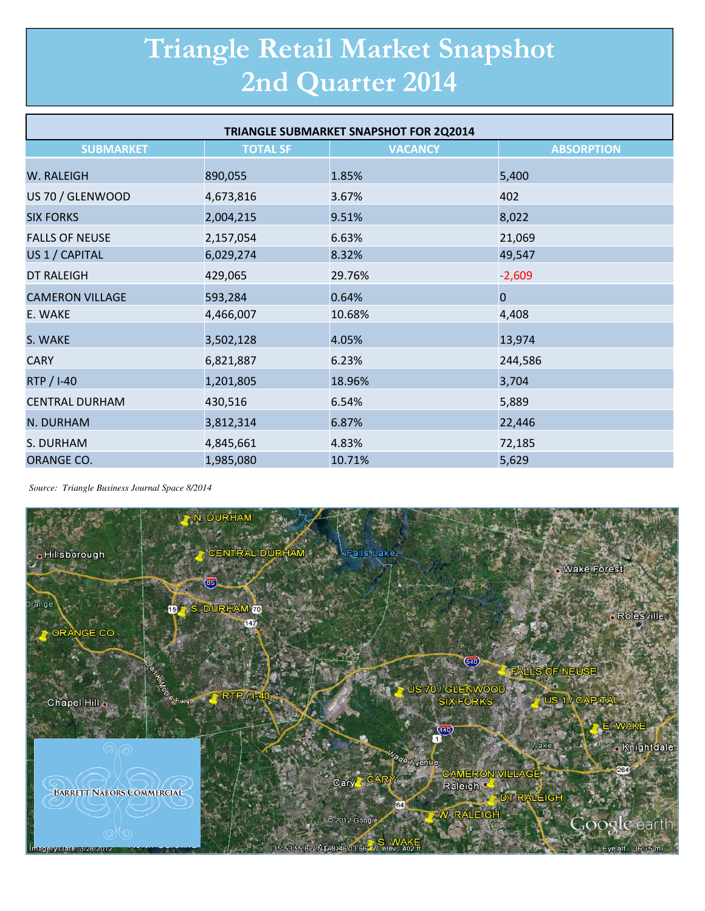# Triangle Retail Market Snapshot
# 2nd Quarter 2014

| TRIANGLE SUBMARKET SNAPSHOT FOR 2Q2014 | | | |
|---|---|---|---|
| SUBMARKET | TOTAL SF | VACANCY | ABSORPTION |
| W. RALEIGH | 890,055 | 1.85% | 5,400 |
| US 70 / GLENWOOD | 4,673,816 | 3.67% | 402 |
| SIX FORKS | 2,004,215 | 9.51% | 8,022 |
| FALLS OF NEUSE | 2,157,054 | 6.63% | 21,069 |
| US 1 / CAPITAL | 6,029,274 | 8.32% | 49,547 |
| DT RALEIGH | 429,065 | 29.76% | -2,609 |
| CAMERON VILLAGE | 593,284 | 0.64% | 0 |
| E. WAKE | 4,466,007 | 10.68% | 4,408 |
| S. WAKE | 3,502,128 | 4.05% | 13,974 |
| CARY | 6,821,887 | 6.23% | 244,586 |
| RTP / I-40 | 1,201,805 | 18.96% | 3,704 |
| CENTRAL DURHAM | 430,516 | 6.54% | 5,889 |
| N. DURHAM | 3,812,314 | 6.87% | 22,446 |
| S. DURHAM | 4,845,661 | 4.83% | 72,185 |
| ORANGE CO. | 1,985,080 | 10.71% | 5,629 |

*Source: Triangle Business Journal Space 8/2014*

N. DURHAM
CENTRAL DURHAM
S. DURHAM
ORANGE CO.
RTP / I-40
FALLS OF NEUSE
US 70 / GLENWOOD
SIX FORKS
US 1 / CAPITAL
E. WAKE
CAMERON VILLAGE
DT RALEIGH
W. RALEIGH
CARY
S. WAKE

BARRETT NABORS COMMERCIAL